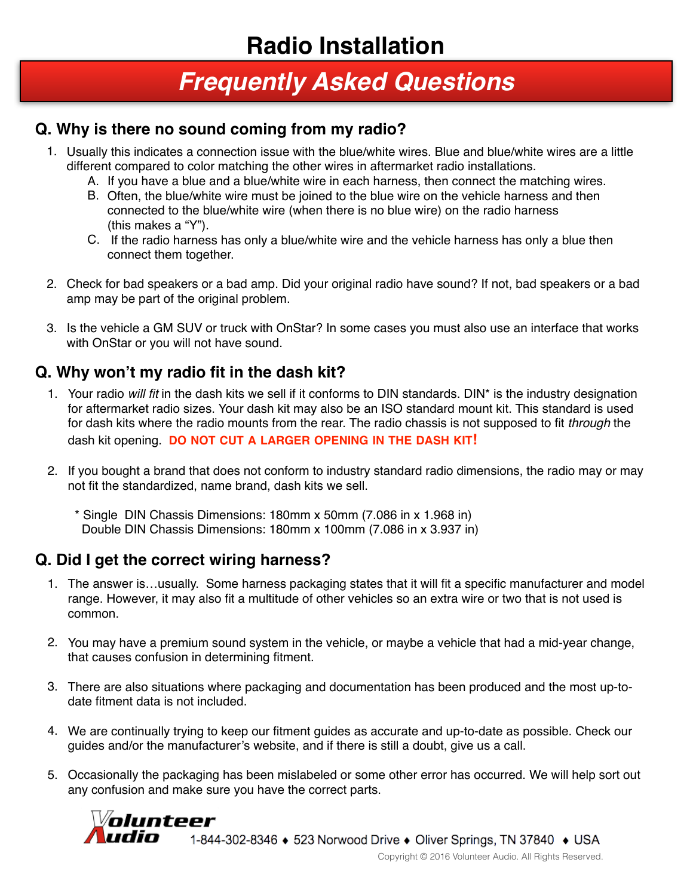# Radio Installation

## Frequently Asked Questions

### Q. Why is there no sound coming from my radio?

1. Usually this indicates a connection issue with the blue/white wires. Blue and blue/white wires are a little different compared to color matching the other wires in aftermarket radio installations.
   A. If you have a blue and a blue/white wire in each harness, then connect the matching wires.
   B. Often, the blue/white wire must be joined to the blue wire on the vehicle harness and then connected to the blue/white wire (when there is no blue wire) on the radio harness (this makes a "Y").
   C. If the radio harness has only a blue/white wire and the vehicle harness has only a blue then connect them together.

2. Check for bad speakers or a bad amp. Did your original radio have sound? If not, bad speakers or a bad amp may be part of the original problem.

3. Is the vehicle a GM SUV or truck with OnStar? In some cases you must also use an interface that works with OnStar or you will not have sound.

### Q. Why won't my radio fit in the dash kit?

1. Your radio *will fit* in the dash kits we sell if it conforms to DIN standards. DIN* is the industry designation for aftermarket radio sizes. Your dash kit may also be an ISO standard mount kit. This standard is used for dash kits where the radio mounts from the rear. The radio chassis is not supposed to fit *through* the dash kit opening. **DO NOT CUT A LARGER OPENING IN THE DASH KIT!**

2. If you bought a brand that does not conform to industry standard radio dimensions, the radio may or may not fit the standardized, name brand, dash kits we sell.

\* Single DIN Chassis Dimensions: 180mm x 50mm (7.086 in x 1.968 in)
Double DIN Chassis Dimensions: 180mm x 100mm (7.086 in x 3.937 in)

### Q. Did I get the correct wiring harness?

1. The answer is…usually. Some harness packaging states that it will fit a specific manufacturer and model range. However, it may also fit a multitude of other vehicles so an extra wire or two that is not used is common.

2. You may have a premium sound system in the vehicle, or maybe a vehicle that had a mid-year change, that causes confusion in determining fitment.

3. There are also situations where packaging and documentation has been produced and the most up-to-date fitment data is not included.

4. We are continually trying to keep our fitment guides as accurate and up-to-date as possible. Check our guides and/or the manufacturer's website, and if there is still a doubt, give us a call.

5. Occasionally the packaging has been mislabeled or some other error has occurred. We will help sort out any confusion and make sure you have the correct parts.

Volunteer Audio 1-844-302-8346 ♦ 523 Norwood Drive ♦ Oliver Springs, TN 37840 ♦ USA

Copyright © 2016 Volunteer Audio. All Rights Reserved.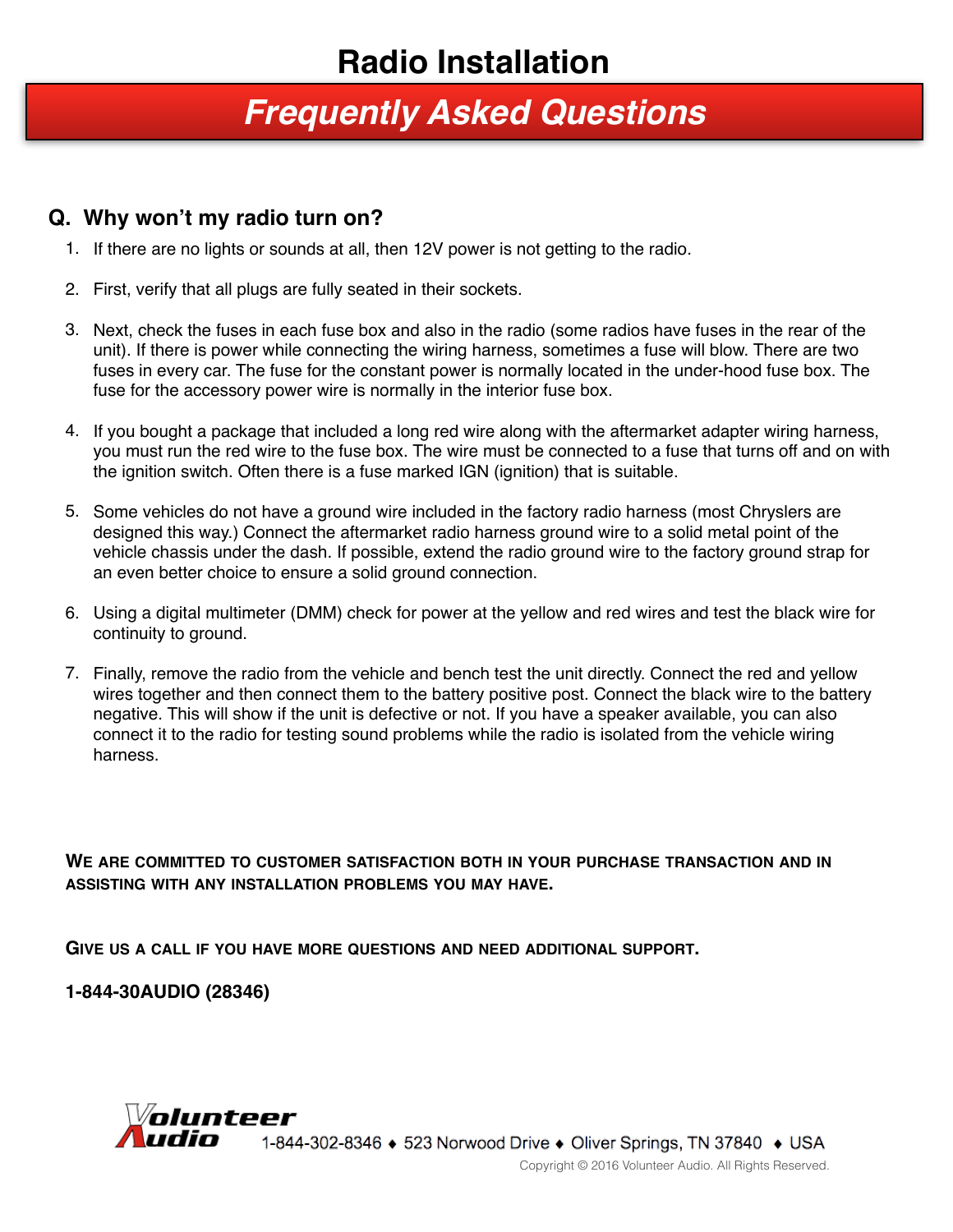# Radio Installation

## *Frequently Asked Questions*

### Q. Why won't my radio turn on?

1. If there are no lights or sounds at all, then 12V power is not getting to the radio.
2. First, verify that all plugs are fully seated in their sockets.
3. Next, check the fuses in each fuse box and also in the radio (some radios have fuses in the rear of the unit). If there is power while connecting the wiring harness, sometimes a fuse will blow. There are two fuses in every car. The fuse for the constant power is normally located in the under-hood fuse box. The fuse for the accessory power wire is normally in the interior fuse box.
4. If you bought a package that included a long red wire along with the aftermarket adapter wiring harness, you must run the red wire to the fuse box. The wire must be connected to a fuse that turns off and on with the ignition switch. Often there is a fuse marked IGN (ignition) that is suitable.
5. Some vehicles do not have a ground wire included in the factory radio harness (most Chryslers are designed this way.) Connect the aftermarket radio harness ground wire to a solid metal point of the vehicle chassis under the dash. If possible, extend the radio ground wire to the factory ground strap for an even better choice to ensure a solid ground connection.
6. Using a digital multimeter (DMM) check for power at the yellow and red wires and test the black wire for continuity to ground.
7. Finally, remove the radio from the vehicle and bench test the unit directly. Connect the red and yellow wires together and then connect them to the battery positive post. Connect the black wire to the battery negative. This will show if the unit is defective or not. If you have a speaker available, you can also connect it to the radio for testing sound problems while the radio is isolated from the vehicle wiring harness.

**WE ARE COMMITTED TO CUSTOMER SATISFACTION BOTH IN YOUR PURCHASE TRANSACTION AND IN ASSISTING WITH ANY INSTALLATION PROBLEMS YOU MAY HAVE.**

**GIVE US A CALL IF YOU HAVE MORE QUESTIONS AND NEED ADDITIONAL SUPPORT.**

**1-844-30AUDIO (28346)**

Volunteer Audio 1-844-302-8346 ♦ 523 Norwood Drive ♦ Oliver Springs, TN 37840 ♦ USA

Copyright © 2016 Volunteer Audio. All Rights Reserved.